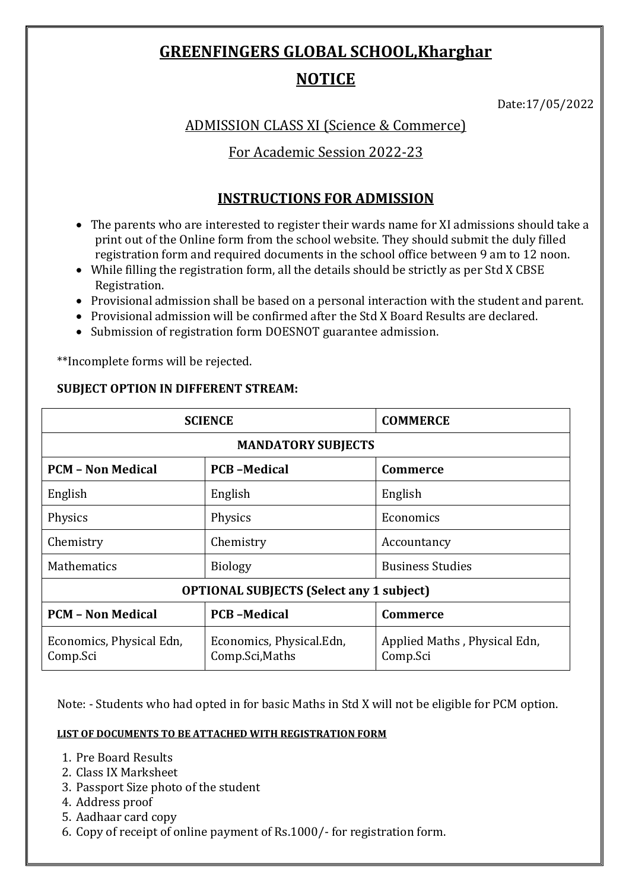# GREENFINGERS GLOBAL SCHOOL,Kharghar

## NOTICE

Date:17/05/2022

ADMISSION CLASS XI (Science & Commerce)

For Academic Session 2022-23

## INSTRUCTIONS FOR ADMISSION

- The parents who are interested to register their wards name for XI admissions should take a print out of the Online form from the school website. They should submit the duly filled registration form and required documents in the school office between 9 am to 12 noon.
- While filling the registration form, all the details should be strictly as per Std X CBSE Registration.
- Provisional admission shall be based on a personal interaction with the student and parent.
- Provisional admission will be confirmed after the Std X Board Results are declared.
- Submission of registration form DOESNOT guarantee admission.

**Incomplete forms will be rejected.

**SUBJECT OPTION IN DIFFERENT STREAM:**

| **SCIENCE** | | **COMMERCE** |
|---|---|---|
| **MANDATORY SUBJECTS** | | |
| **PCM – Non Medical** | **PCB –Medical** | **Commerce** |
| English | English | English |
| Physics | Physics | Economics |
| Chemistry | Chemistry | Accountancy |
| Mathematics | Biology | Business Studies |
| **OPTIONAL SUBJECTS (Select any 1 subject)** | | |
| **PCM – Non Medical** | **PCB –Medical** | **Commerce** |
| Economics, Physical Edn, Comp.Sci | Economics, Physical.Edn, Comp.Sci,Maths | Applied Maths , Physical Edn, Comp.Sci |

Note: - Students who had opted in for basic Maths in Std X will not be eligible for PCM option.

**LIST OF DOCUMENTS TO BE ATTACHED WITH REGISTRATION FORM**

1. Pre Board Results
2. Class IX Marksheet
3. Passport Size photo of the student
4. Address proof
5. Aadhaar card copy
6. Copy of receipt of online payment of Rs.1000/- for registration form.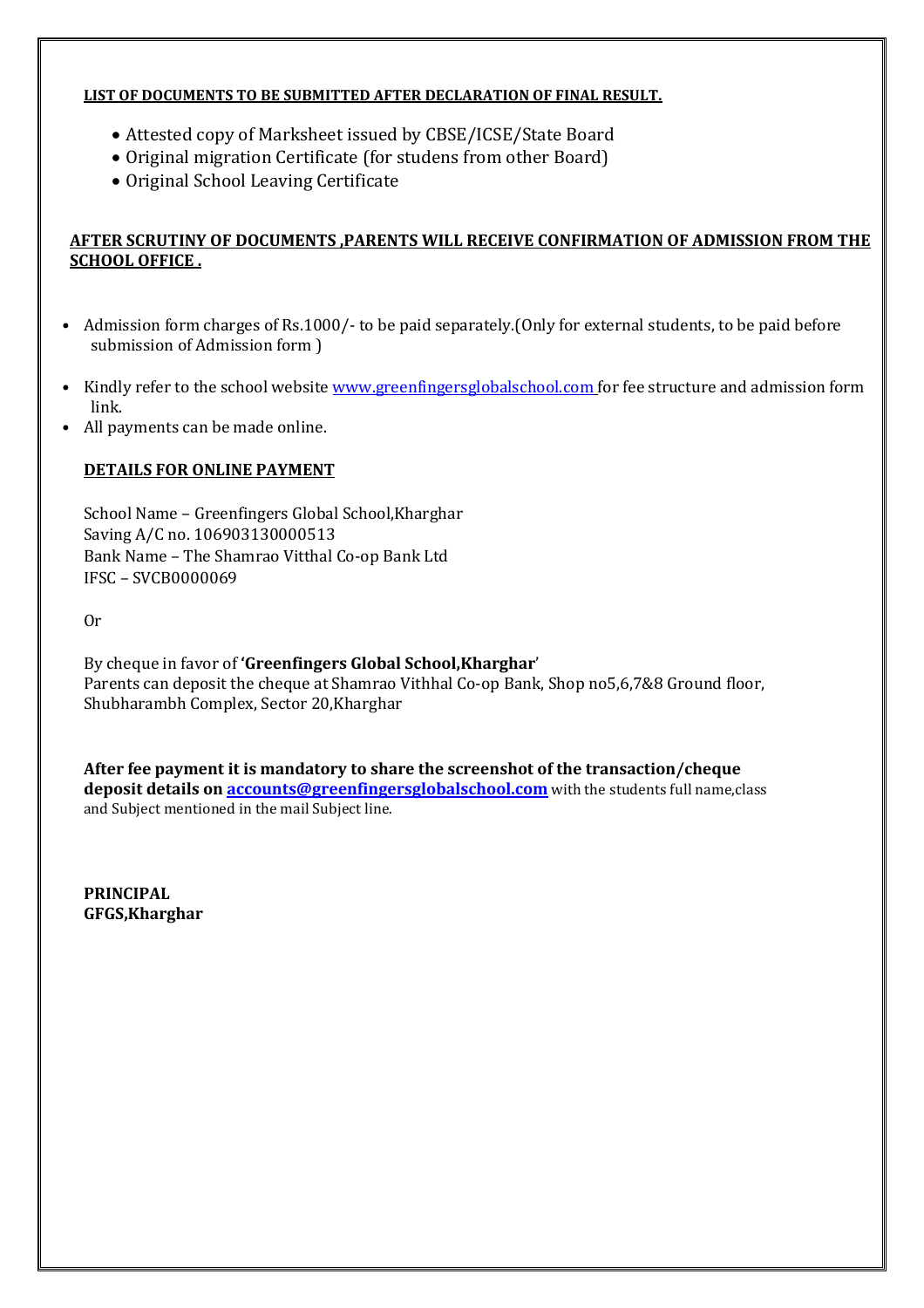**LIST OF DOCUMENTS TO BE SUBMITTED AFTER DECLARATION OF FINAL RESULT.**

- Attested copy of Marksheet issued by CBSE/ICSE/State Board
- Original migration Certificate (for studens from other Board)
- Original School Leaving Certificate

**AFTER SCRUTINY OF DOCUMENTS ,PARENTS WILL RECEIVE CONFIRMATION OF ADMISSION FROM THE SCHOOL OFFICE .**

- Admission form charges of Rs.1000/- to be paid separately.(Only for external students, to be paid before submission of Admission form )
- Kindly refer to the school website www.greenfingersglobalschool.com for fee structure and admission form link.
- All payments can be made online.

**DETAILS FOR ONLINE PAYMENT**

School Name – Greenfingers Global School,Kharghar
Saving A/C no. 106903130000513
Bank Name – The Shamrao Vitthal Co-op Bank Ltd
IFSC – SVCB0000069

Or

By cheque in favor of **'Greenfingers Global School,Kharghar'**
Parents can deposit the cheque at Shamrao Vithhal Co-op Bank, Shop no5,6,7&8 Ground floor, Shubharambh Complex, Sector 20,Kharghar

**After fee payment it is mandatory to share the screenshot of the transaction/cheque deposit details on accounts@greenfingersglobalschool.com** with the students full name,class and Subject mentioned in the mail Subject line.

**PRINCIPAL**
**GFGS,Kharghar**